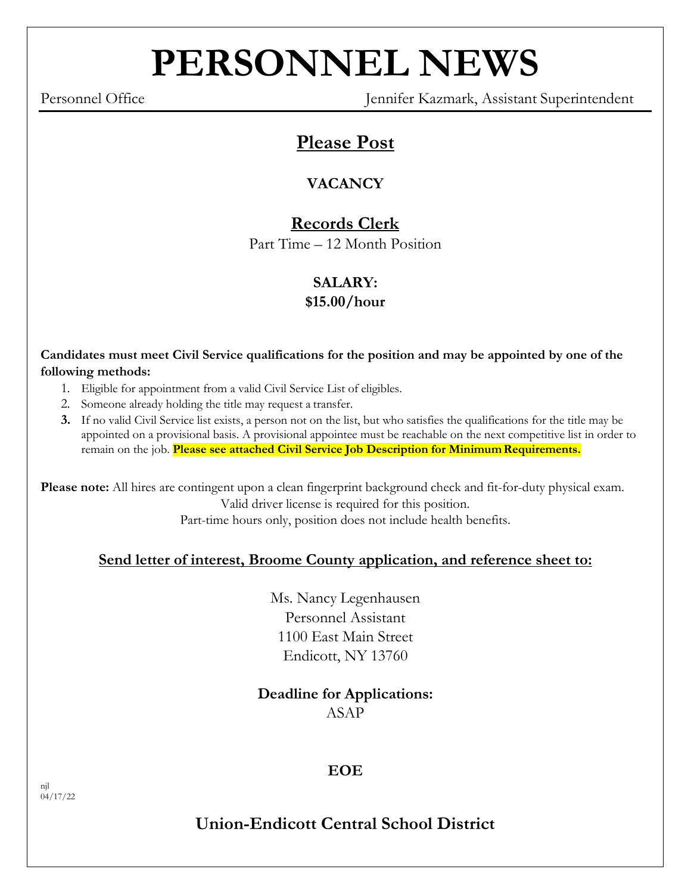# PERSONNEL NEWS

Personnel Office — Jennifer Kazmark, Assistant Superintendent

## Please Post

### VACANCY

## Records Clerk

Part Time – 12 Month Position

**SALARY:**
**$15.00/hour**

**Candidates must meet Civil Service qualifications for the position and may be appointed by one of the following methods:**

1. Eligible for appointment from a valid Civil Service List of eligibles.
2. Someone already holding the title may request a transfer.
3. If no valid Civil Service list exists, a person not on the list, but who satisfies the qualifications for the title may be appointed on a provisional basis. A provisional appointee must be reachable on the next competitive list in order to remain on the job. **Please see attached Civil Service Job Description for Minimum Requirements.**

**Please note:** All hires are contingent upon a clean fingerprint background check and fit-for-duty physical exam.
Valid driver license is required for this position.
Part-time hours only, position does not include health benefits.

**Send letter of interest, Broome County application, and reference sheet to:**

Ms. Nancy Legenhausen
Personnel Assistant
1100 East Main Street
Endicott, NY 13760

**Deadline for Applications:**
ASAP

**EOE**

njl
04/17/22

## Union-Endicott Central School District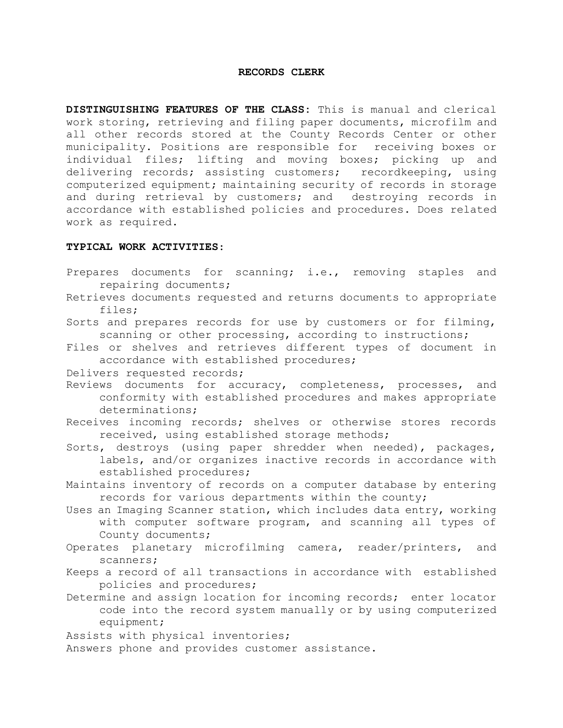# RECORDS CLERK

**DISTINGUISHING FEATURES OF THE CLASS:** This is manual and clerical work storing, retrieving and filing paper documents, microfilm and all other records stored at the County Records Center or other municipality. Positions are responsible for receiving boxes or individual files; lifting and moving boxes; picking up and delivering records; assisting customers; recordkeeping, using computerized equipment; maintaining security of records in storage and during retrieval by customers; and destroying records in accordance with established policies and procedures. Does related work as required.

**TYPICAL WORK ACTIVITIES:**

- Prepares documents for scanning; i.e., removing staples and repairing documents;
- Retrieves documents requested and returns documents to appropriate files;
- Sorts and prepares records for use by customers or for filming, scanning or other processing, according to instructions;
- Files or shelves and retrieves different types of document in accordance with established procedures;
- Delivers requested records;
- Reviews documents for accuracy, completeness, processes, and conformity with established procedures and makes appropriate determinations;
- Receives incoming records; shelves or otherwise stores records received, using established storage methods;
- Sorts, destroys (using paper shredder when needed), packages, labels, and/or organizes inactive records in accordance with established procedures;
- Maintains inventory of records on a computer database by entering records for various departments within the county;
- Uses an Imaging Scanner station, which includes data entry, working with computer software program, and scanning all types of County documents;
- Operates planetary microfilming camera, reader/printers, and scanners;
- Keeps a record of all transactions in accordance with established policies and procedures;
- Determine and assign location for incoming records; enter locator code into the record system manually or by using computerized equipment;
- Assists with physical inventories;
- Answers phone and provides customer assistance.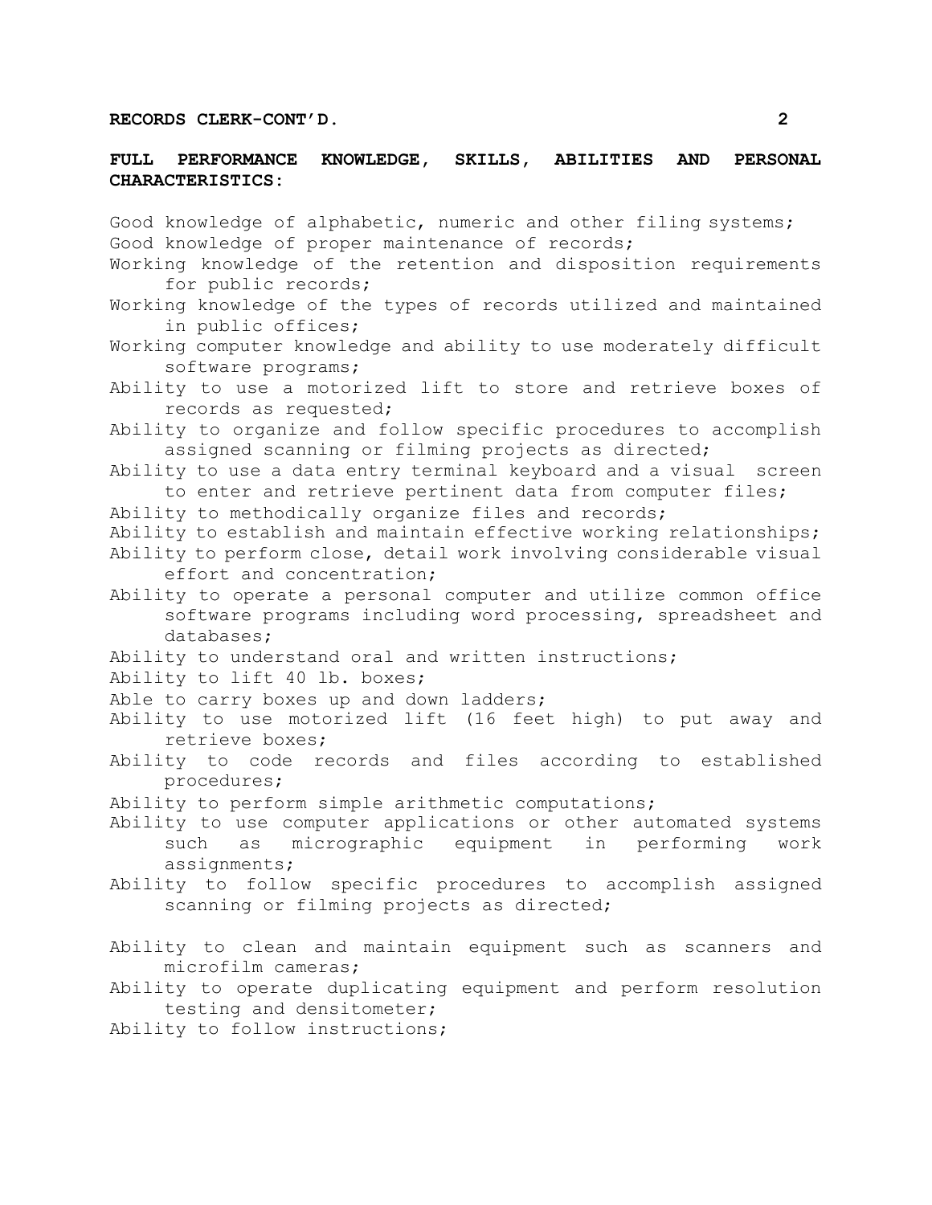## FULL PERFORMANCE KNOWLEDGE, SKILLS, ABILITIES AND PERSONAL CHARACTERISTICS:

Good knowledge of alphabetic, numeric and other filing systems;
Good knowledge of proper maintenance of records;
Working knowledge of the retention and disposition requirements for public records;
Working knowledge of the types of records utilized and maintained in public offices;
Working computer knowledge and ability to use moderately difficult software programs;
Ability to use a motorized lift to store and retrieve boxes of records as requested;
Ability to organize and follow specific procedures to accomplish assigned scanning or filming projects as directed;
Ability to use a data entry terminal keyboard and a visual screen to enter and retrieve pertinent data from computer files;
Ability to methodically organize files and records;
Ability to establish and maintain effective working relationships;
Ability to perform close, detail work involving considerable visual effort and concentration;
Ability to operate a personal computer and utilize common office software programs including word processing, spreadsheet and databases;
Ability to understand oral and written instructions;
Ability to lift 40 lb. boxes;
Able to carry boxes up and down ladders;
Ability to use motorized lift (16 feet high) to put away and retrieve boxes;
Ability to code records and files according to established procedures;
Ability to perform simple arithmetic computations;
Ability to use computer applications or other automated systems such as micrographic equipment in performing work assignments;
Ability to follow specific procedures to accomplish assigned scanning or filming projects as directed;

Ability to clean and maintain equipment such as scanners and microfilm cameras;
Ability to operate duplicating equipment and perform resolution testing and densitometer;
Ability to follow instructions;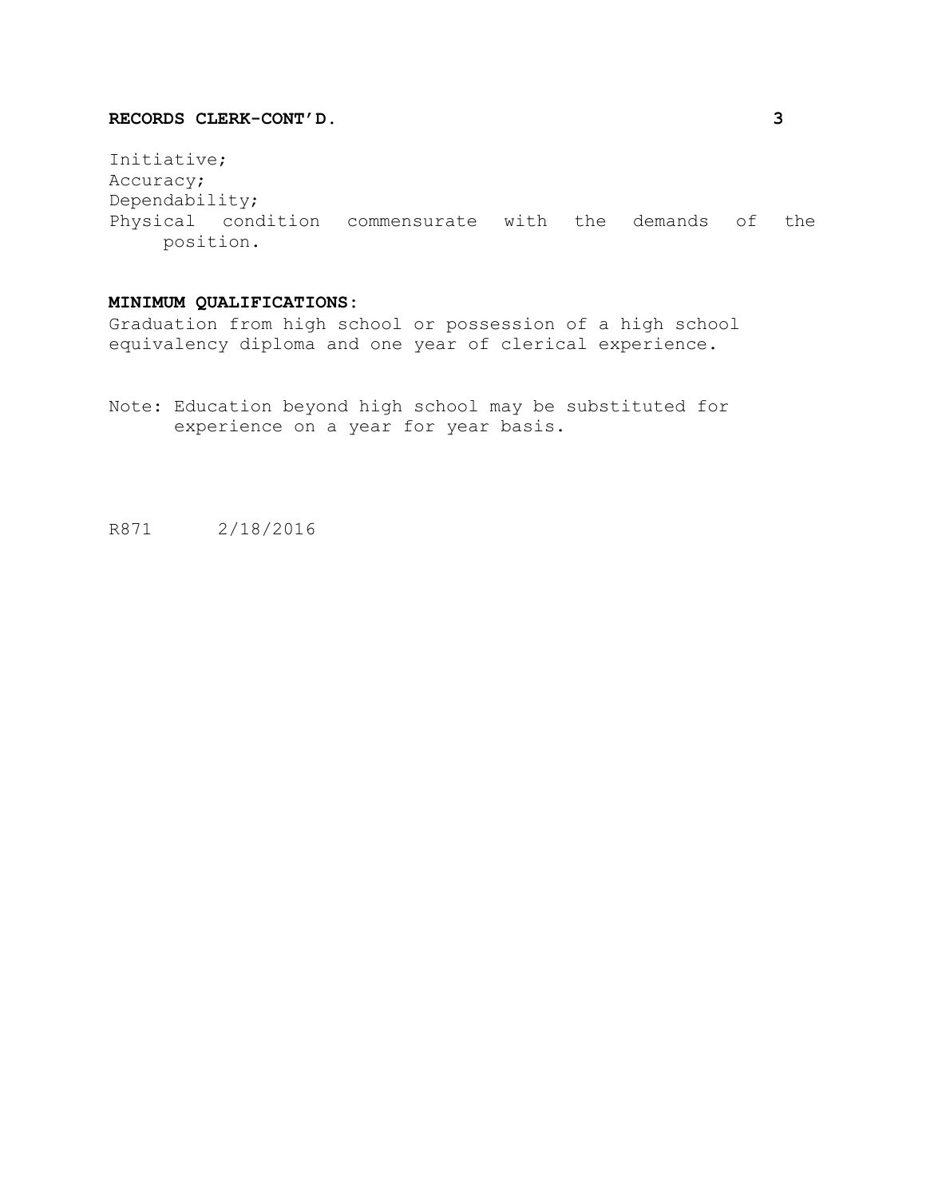Initiative;
Accuracy;
Dependability;
Physical condition commensurate with the demands of the position.

**MINIMUM QUALIFICATIONS:**

Graduation from high school or possession of a high school equivalency diploma and one year of clerical experience.

Note: Education beyond high school may be substituted for experience on a year for year basis.

R871 2/18/2016